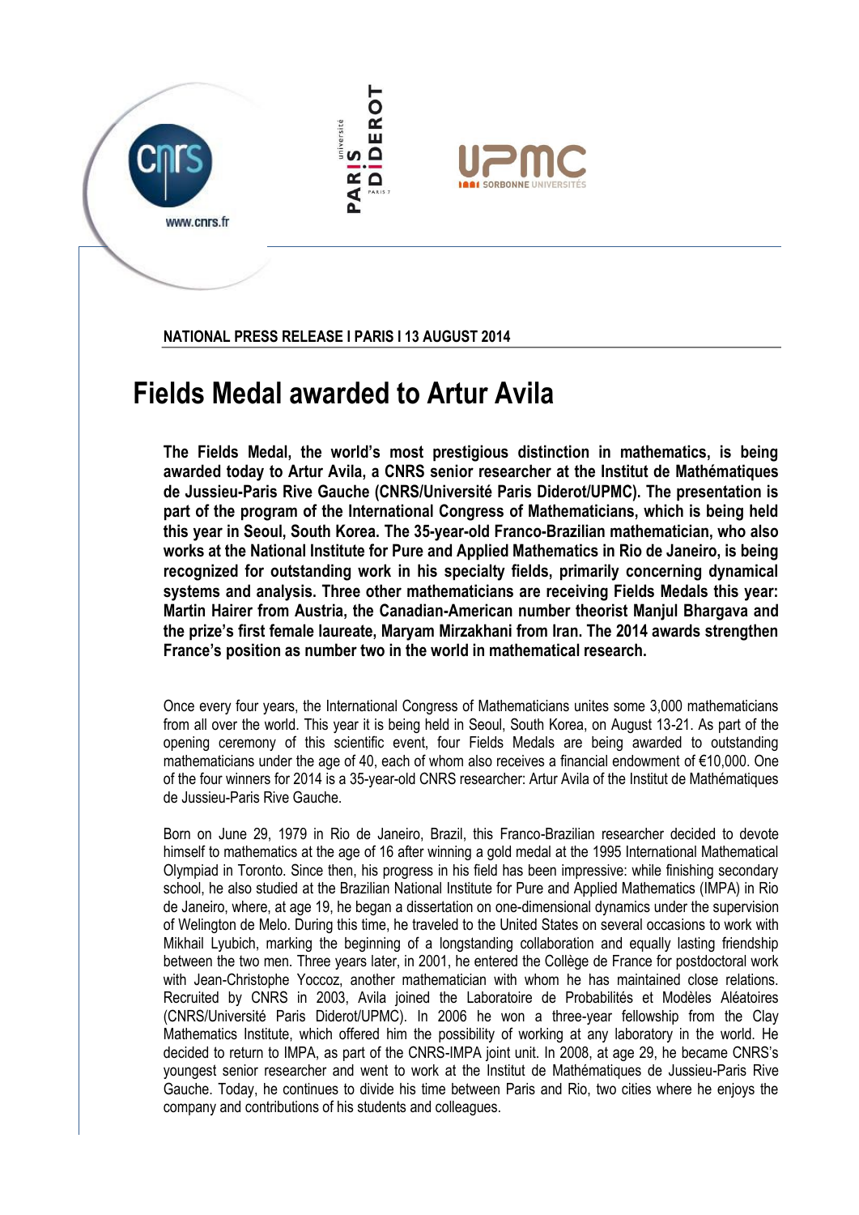**NATIONAL PRESS RELEASE I PARIS I 13 AUGUST 2014**

# Fields Medal awarded to Artur Avila

**The Fields Medal, the world's most prestigious distinction in mathematics, is being awarded today to Artur Avila, a CNRS senior researcher at the Institut de Mathématiques de Jussieu-Paris Rive Gauche (CNRS/Université Paris Diderot/UPMC). The presentation is part of the program of the International Congress of Mathematicians, which is being held this year in Seoul, South Korea. The 35-year-old Franco-Brazilian mathematician, who also works at the National Institute for Pure and Applied Mathematics in Rio de Janeiro, is being recognized for outstanding work in his specialty fields, primarily concerning dynamical systems and analysis. Three other mathematicians are receiving Fields Medals this year: Martin Hairer from Austria, the Canadian-American number theorist Manjul Bhargava and the prize's first female laureate, Maryam Mirzakhani from Iran. The 2014 awards strengthen France's position as number two in the world in mathematical research.**

Once every four years, the International Congress of Mathematicians unites some 3,000 mathematicians from all over the world. This year it is being held in Seoul, South Korea, on August 13-21. As part of the opening ceremony of this scientific event, four Fields Medals are being awarded to outstanding mathematicians under the age of 40, each of whom also receives a financial endowment of €10,000. One of the four winners for 2014 is a 35-year-old CNRS researcher: Artur Avila of the Institut de Mathématiques de Jussieu-Paris Rive Gauche.

Born on June 29, 1979 in Rio de Janeiro, Brazil, this Franco-Brazilian researcher decided to devote himself to mathematics at the age of 16 after winning a gold medal at the 1995 International Mathematical Olympiad in Toronto. Since then, his progress in his field has been impressive: while finishing secondary school, he also studied at the Brazilian National Institute for Pure and Applied Mathematics (IMPA) in Rio de Janeiro, where, at age 19, he began a dissertation on one-dimensional dynamics under the supervision of Welington de Melo. During this time, he traveled to the United States on several occasions to work with Mikhail Lyubich, marking the beginning of a longstanding collaboration and equally lasting friendship between the two men. Three years later, in 2001, he entered the Collège de France for postdoctoral work with Jean-Christophe Yoccoz, another mathematician with whom he has maintained close relations. Recruited by CNRS in 2003, Avila joined the Laboratoire de Probabilités et Modèles Aléatoires (CNRS/Université Paris Diderot/UPMC). In 2006 he won a three-year fellowship from the Clay Mathematics Institute, which offered him the possibility of working at any laboratory in the world. He decided to return to IMPA, as part of the CNRS-IMPA joint unit. In 2008, at age 29, he became CNRS's youngest senior researcher and went to work at the Institut de Mathématiques de Jussieu-Paris Rive Gauche. Today, he continues to divide his time between Paris and Rio, two cities where he enjoys the company and contributions of his students and colleagues.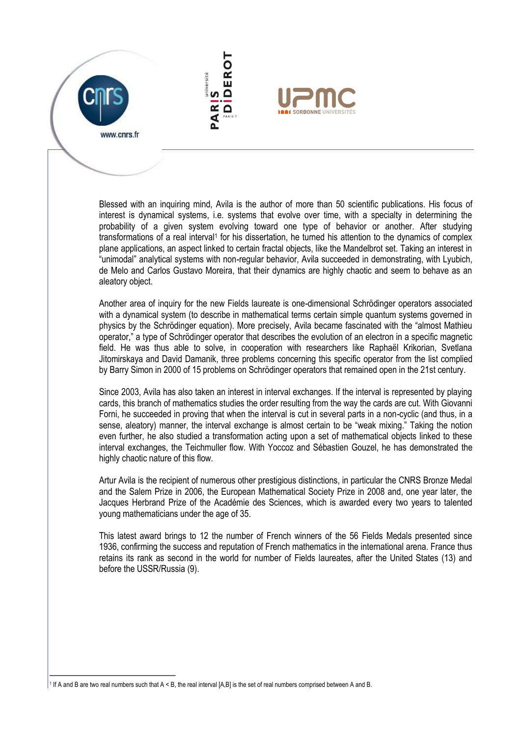Blessed with an inquiring mind, Avila is the author of more than 50 scientific publications. His focus of interest is dynamical systems, i.e. systems that evolve over time, with a specialty in determining the probability of a given system evolving toward one type of behavior or another. After studying transformations of a real interval[1] for his dissertation, he turned his attention to the dynamics of complex plane applications, an aspect linked to certain fractal objects, like the Mandelbrot set. Taking an interest in "unimodal" analytical systems with non-regular behavior, Avila succeeded in demonstrating, with Lyubich, de Melo and Carlos Gustavo Moreira, that their dynamics are highly chaotic and seem to behave as an aleatory object.

Another area of inquiry for the new Fields laureate is one-dimensional Schrödinger operators associated with a dynamical system (to describe in mathematical terms certain simple quantum systems governed in physics by the Schrödinger equation). More precisely, Avila became fascinated with the "almost Mathieu operator," a type of Schrödinger operator that describes the evolution of an electron in a specific magnetic field. He was thus able to solve, in cooperation with researchers like Raphaël Krikorian, Svetlana Jitomirskaya and David Damanik, three problems concerning this specific operator from the list complied by Barry Simon in 2000 of 15 problems on Schrödinger operators that remained open in the 21st century.

Since 2003, Avila has also taken an interest in interval exchanges. If the interval is represented by playing cards, this branch of mathematics studies the order resulting from the way the cards are cut. With Giovanni Forni, he succeeded in proving that when the interval is cut in several parts in a non-cyclic (and thus, in a sense, aleatory) manner, the interval exchange is almost certain to be "weak mixing." Taking the notion even further, he also studied a transformation acting upon a set of mathematical objects linked to these interval exchanges, the Teichmuller flow. With Yoccoz and Sébastien Gouzel, he has demonstrated the highly chaotic nature of this flow.

Artur Avila is the recipient of numerous other prestigious distinctions, in particular the CNRS Bronze Medal and the Salem Prize in 2006, the European Mathematical Society Prize in 2008 and, one year later, the Jacques Herbrand Prize of the Académie des Sciences, which is awarded every two years to talented young mathematicians under the age of 35.

This latest award brings to 12 the number of French winners of the 56 Fields Medals presented since 1936, confirming the success and reputation of French mathematics in the international arena. France thus retains its rank as second in the world for number of Fields laureates, after the United States (13) and before the USSR/Russia (9).

---

[1] If A and B are two real numbers such that $A < B$, the real interval $[A,B]$ is the set of real numbers comprised between A and B.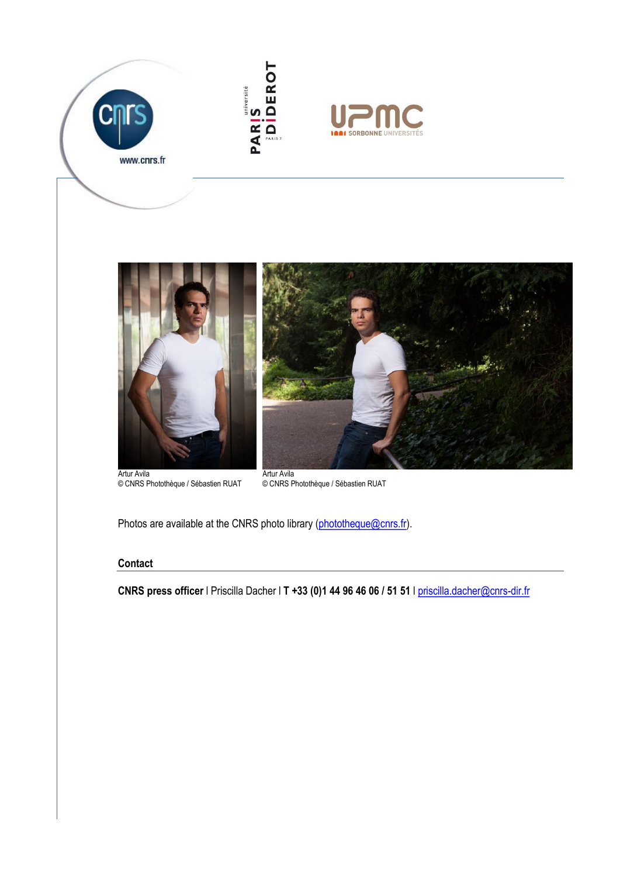Artur Avila
© CNRS Photothèque / Sébastien RUAT

Artur Avila
© CNRS Photothèque / Sébastien RUAT

Photos are available at the CNRS photo library (phototheque@cnrs.fr).

## Contact

**CNRS press officer** l Priscilla Dacher l **T +33 (0)1 44 96 46 06 / 51 51** l priscilla.dacher@cnrs-dir.fr